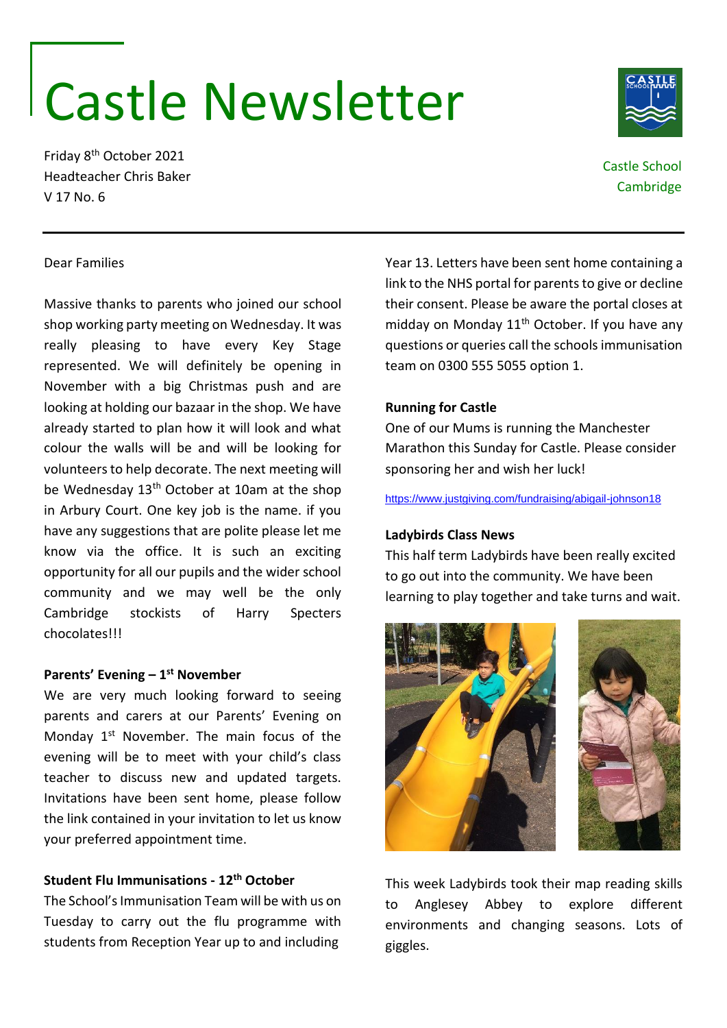# Castle Newsletter

Friday 8th October 2021
Headteacher Chris Baker
V 17 No. 6

Castle School
Cambridge

---

Dear Families

Massive thanks to parents who joined our school shop working party meeting on Wednesday. It was really pleasing to have every Key Stage represented. We will definitely be opening in November with a big Christmas push and are looking at holding our bazaar in the shop. We have already started to plan how it will look and what colour the walls will be and will be looking for volunteers to help decorate. The next meeting will be Wednesday 13th October at 10am at the shop in Arbury Court. One key job is the name. if you have any suggestions that are polite please let me know via the office. It is such an exciting opportunity for all our pupils and the wider school community and we may well be the only Cambridge stockists of Harry Specters chocolates!!!

**Parents' Evening – 1st November**

We are very much looking forward to seeing parents and carers at our Parents' Evening on Monday 1st November. The main focus of the evening will be to meet with your child's class teacher to discuss new and updated targets. Invitations have been sent home, please follow the link contained in your invitation to let us know your preferred appointment time.

**Student Flu Immunisations - 12th October**

The School's Immunisation Team will be with us on Tuesday to carry out the flu programme with students from Reception Year up to and including Year 13. Letters have been sent home containing a link to the NHS portal for parents to give or decline their consent. Please be aware the portal closes at midday on Monday 11th October. If you have any questions or queries call the schools immunisation team on 0300 555 5055 option 1.

**Running for Castle**

One of our Mums is running the Manchester Marathon this Sunday for Castle. Please consider sponsoring her and wish her luck!

https://www.justgiving.com/fundraising/abigail-johnson18

**Ladybirds Class News**

This half term Ladybirds have been really excited to go out into the community. We have been learning to play together and take turns and wait.

This week Ladybirds took their map reading skills to Anglesey Abbey to explore different environments and changing seasons. Lots of giggles.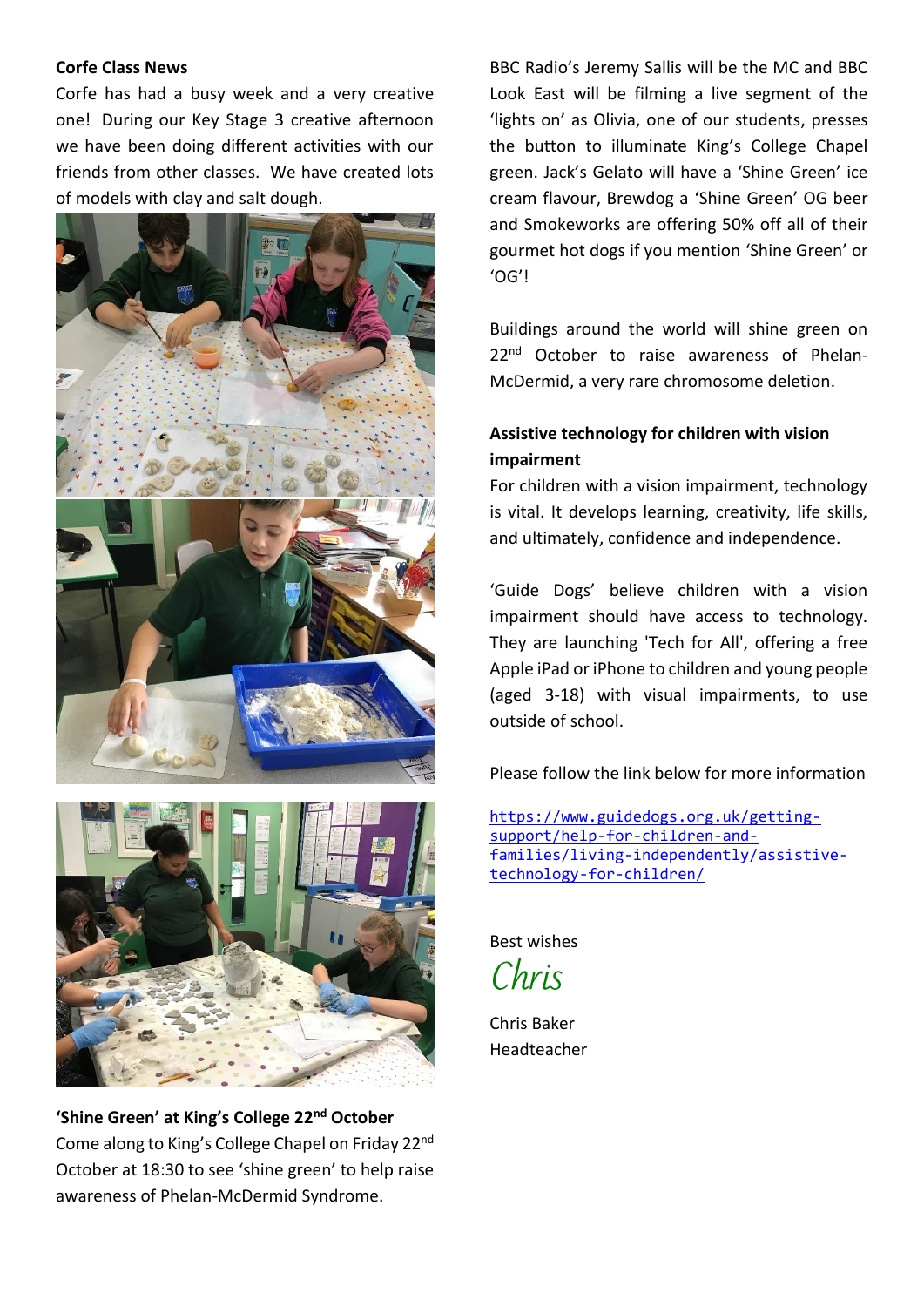**Corfe Class News**

Corfe has had a busy week and a very creative one! During our Key Stage 3 creative afternoon we have been doing different activities with our friends from other classes. We have created lots of models with clay and salt dough.

**'Shine Green' at King's College 22nd October**

Come along to King's College Chapel on Friday 22nd October at 18:30 to see 'shine green' to help raise awareness of Phelan-McDermid Syndrome.

BBC Radio's Jeremy Sallis will be the MC and BBC Look East will be filming a live segment of the 'lights on' as Olivia, one of our students, presses the button to illuminate King's College Chapel green. Jack's Gelato will have a 'Shine Green' ice cream flavour, Brewdog a 'Shine Green' OG beer and Smokeworks are offering 50% off all of their gourmet hot dogs if you mention 'Shine Green' or 'OG'!

Buildings around the world will shine green on 22nd October to raise awareness of Phelan-McDermid, a very rare chromosome deletion.

**Assistive technology for children with vision impairment**

For children with a vision impairment, technology is vital. It develops learning, creativity, life skills, and ultimately, confidence and independence.

'Guide Dogs' believe children with a vision impairment should have access to technology. They are launching 'Tech for All', offering a free Apple iPad or iPhone to children and young people (aged 3-18) with visual impairments, to use outside of school.

Please follow the link below for more information

https://www.guidedogs.org.uk/getting-support/help-for-children-and-families/living-independently/assistive-technology-for-children/

Best wishes

*Chris*

Chris Baker

Headteacher